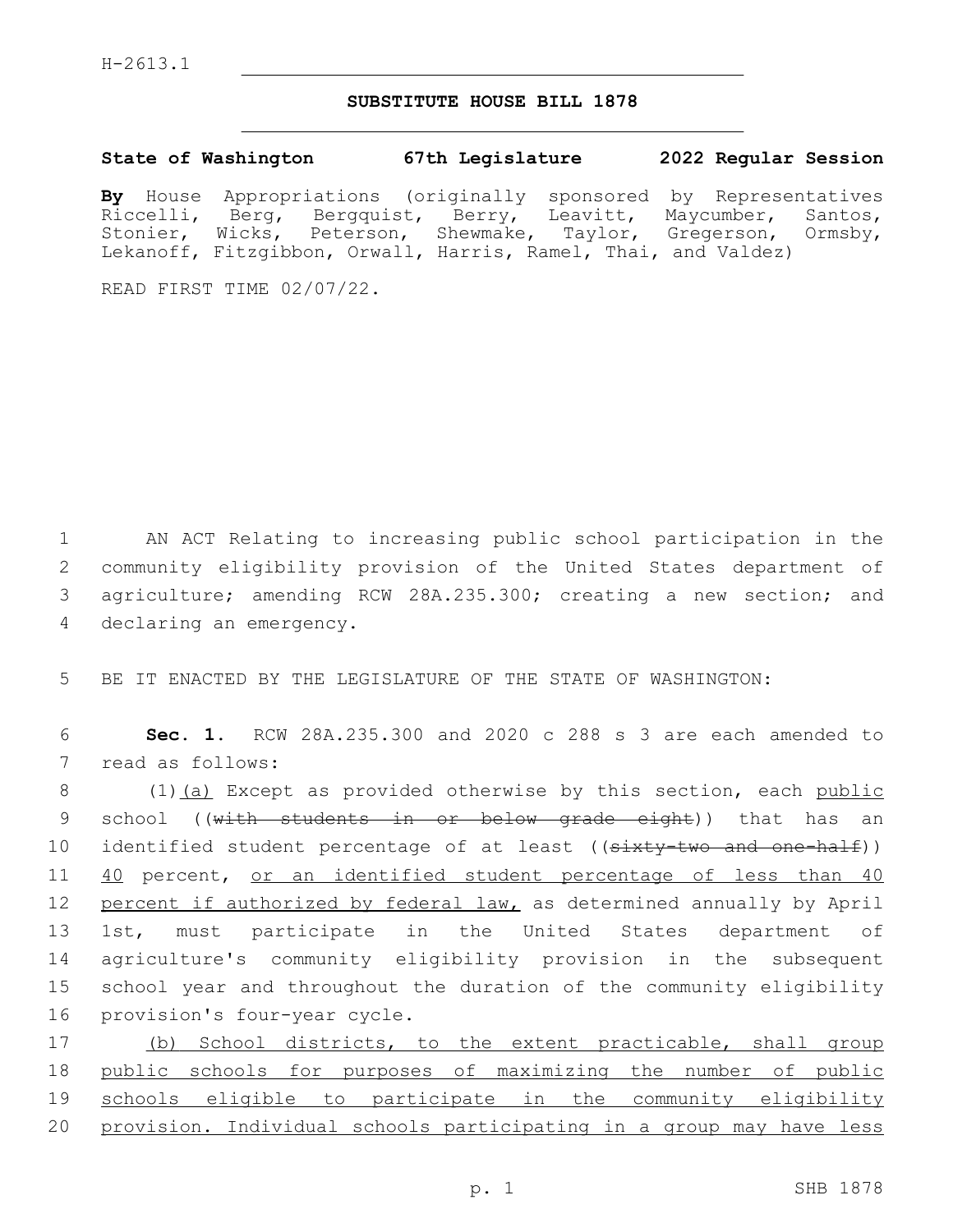H-2613.1

# SUBSTITUTE HOUSE BILL 1878

**State of Washington 67th Legislature 2022 Regular Session**

**By** House Appropriations (originally sponsored by Representatives Riccelli, Berg, Bergquist, Berry, Leavitt, Maycumber, Santos, Stonier, Wicks, Peterson, Shewmake, Taylor, Gregerson, Ormsby, Lekanoff, Fitzgibbon, Orwall, Harris, Ramel, Thai, and Valdez)

READ FIRST TIME 02/07/22.

AN ACT Relating to increasing public school participation in the community eligibility provision of the United States department of agriculture; amending RCW 28A.235.300; creating a new section; and declaring an emergency.

BE IT ENACTED BY THE LEGISLATURE OF THE STATE OF WASHINGTON:

**Sec. 1.** RCW 28A.235.300 and 2020 c 288 s 3 are each amended to read as follows:

(1)<u>(a)</u> Except as provided otherwise by this section, each <u>public</u> school ((~~with students in or below grade eight~~)) that has an identified student percentage of at least ((~~sixty-two and one-half~~)) <u>40</u> percent, <u>or an identified student percentage of less than 40 percent if authorized by federal law,</u> as determined annually by April 1st, must participate in the United States department of agriculture's community eligibility provision in the subsequent school year and throughout the duration of the community eligibility provision's four-year cycle.

<u>(b) School districts, to the extent practicable, shall group public schools for purposes of maximizing the number of public schools eligible to participate in the community eligibility provision. Individual schools participating in a group may have less</u>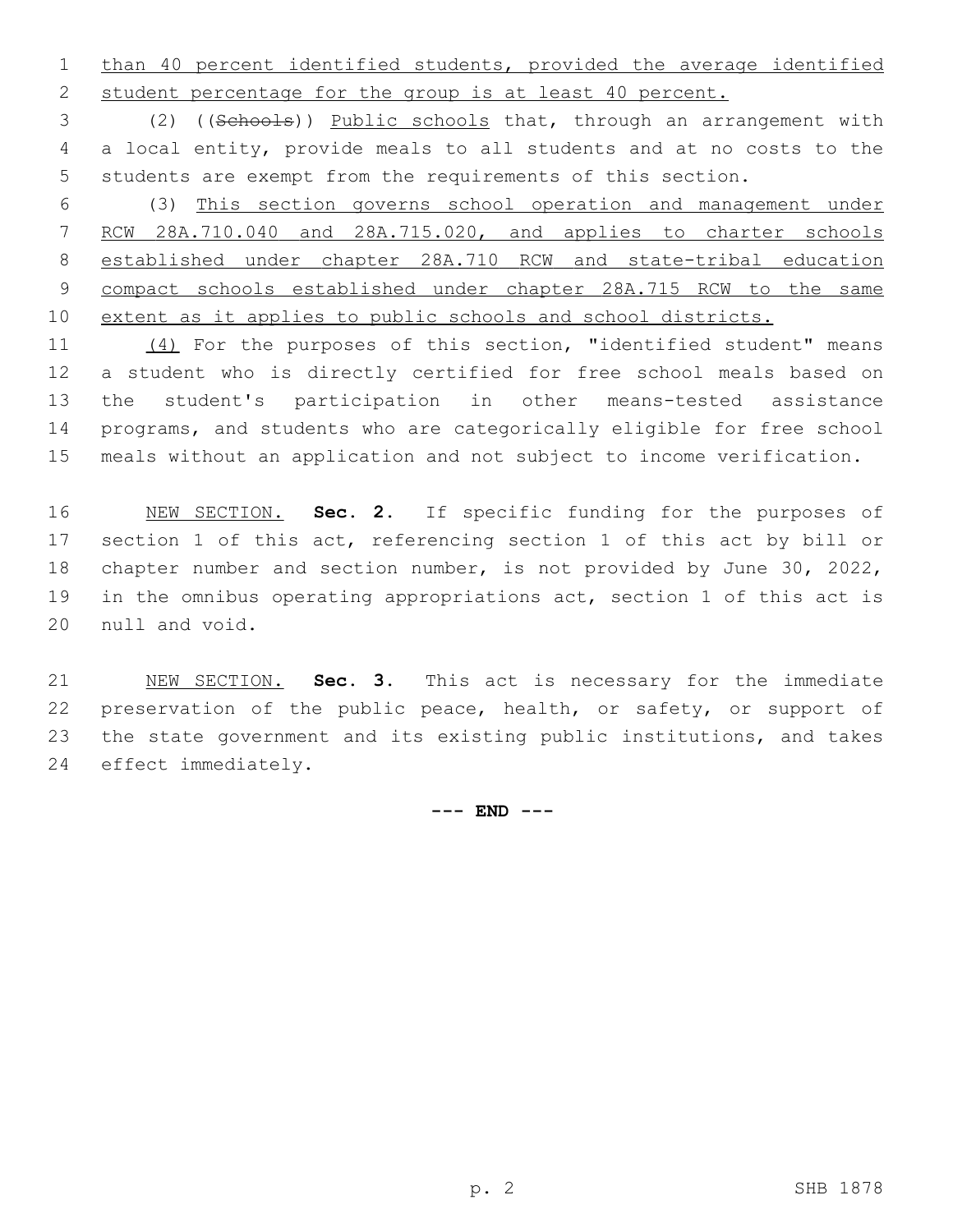than 40 percent identified students, provided the average identified student percentage for the group is at least 40 percent.

(2) ((~~Schools~~)) Public schools that, through an arrangement with a local entity, provide meals to all students and at no costs to the students are exempt from the requirements of this section.

(3) This section governs school operation and management under RCW 28A.710.040 and 28A.715.020, and applies to charter schools established under chapter 28A.710 RCW and state-tribal education compact schools established under chapter 28A.715 RCW to the same extent as it applies to public schools and school districts.

(4) For the purposes of this section, "identified student" means a student who is directly certified for free school meals based on the student's participation in other means-tested assistance programs, and students who are categorically eligible for free school meals without an application and not subject to income verification.

NEW SECTION. **Sec. 2.** If specific funding for the purposes of section 1 of this act, referencing section 1 of this act by bill or chapter number and section number, is not provided by June 30, 2022, in the omnibus operating appropriations act, section 1 of this act is null and void.

NEW SECTION. **Sec. 3.** This act is necessary for the immediate preservation of the public peace, health, or safety, or support of the state government and its existing public institutions, and takes effect immediately.

**--- END ---**